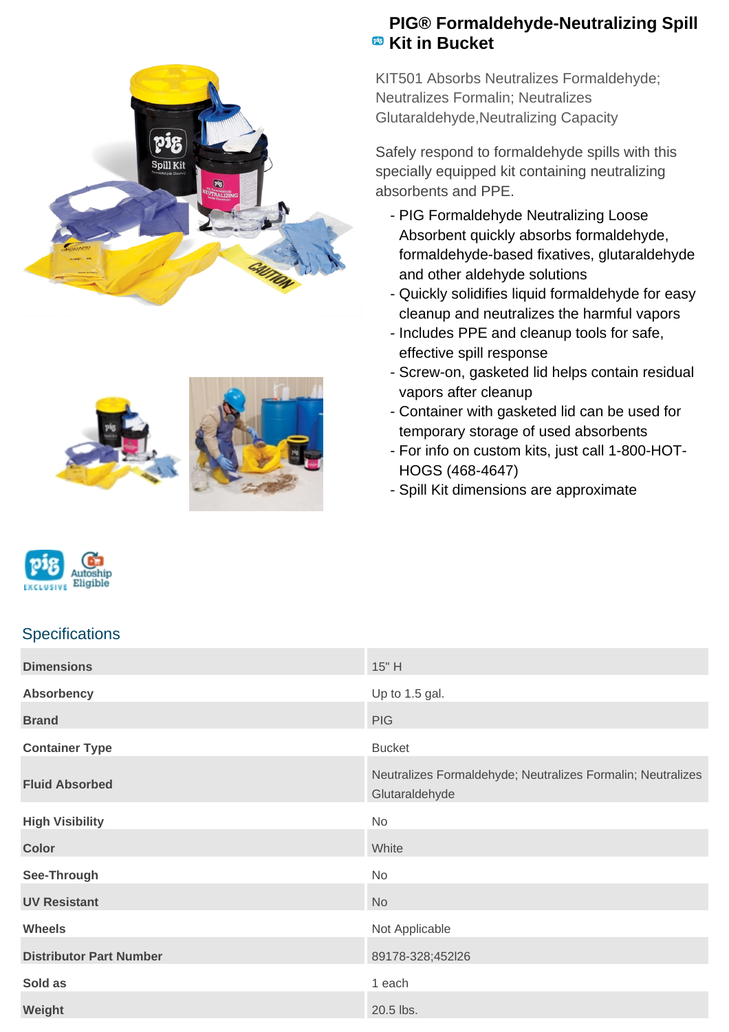# PIG® Formaldehyde-Neutralizing Spill Kit in Bucket

KIT501 Absorbs Neutralizes Formaldehyde; Neutralizes Formalin; Neutralizes Glutaraldehyde,Neutralizing Capacity

Safely respond to formaldehyde spills with this specially equipped kit containing neutralizing absorbents and PPE.

- PIG Formaldehyde Neutralizing Loose Absorbent quickly absorbs formaldehyde, formaldehyde-based fixatives, glutaraldehyde and other aldehyde solutions
- Quickly solidifies liquid formaldehyde for easy cleanup and neutralizes the harmful vapors
- Includes PPE and cleanup tools for safe, effective spill response
- Screw-on, gasketed lid helps contain residual vapors after cleanup
- Container with gasketed lid can be used for temporary storage of used absorbents
- For info on custom kits, just call 1-800-HOT-HOGS (468-4647)
- Spill Kit dimensions are approximate

## Specifications

| | |
|---|---|
| **Dimensions** | 15" H |
| **Absorbency** | Up to 1.5 gal. |
| **Brand** | PIG |
| **Container Type** | Bucket |
| **Fluid Absorbed** | Neutralizes Formaldehyde; Neutralizes Formalin; Neutralizes Glutaraldehyde |
| **High Visibility** | No |
| **Color** | White |
| **See-Through** | No |
| **UV Resistant** | No |
| **Wheels** | Not Applicable |
| **Distributor Part Number** | 89178-328;452I26 |
| **Sold as** | 1 each |
| **Weight** | 20.5 lbs. |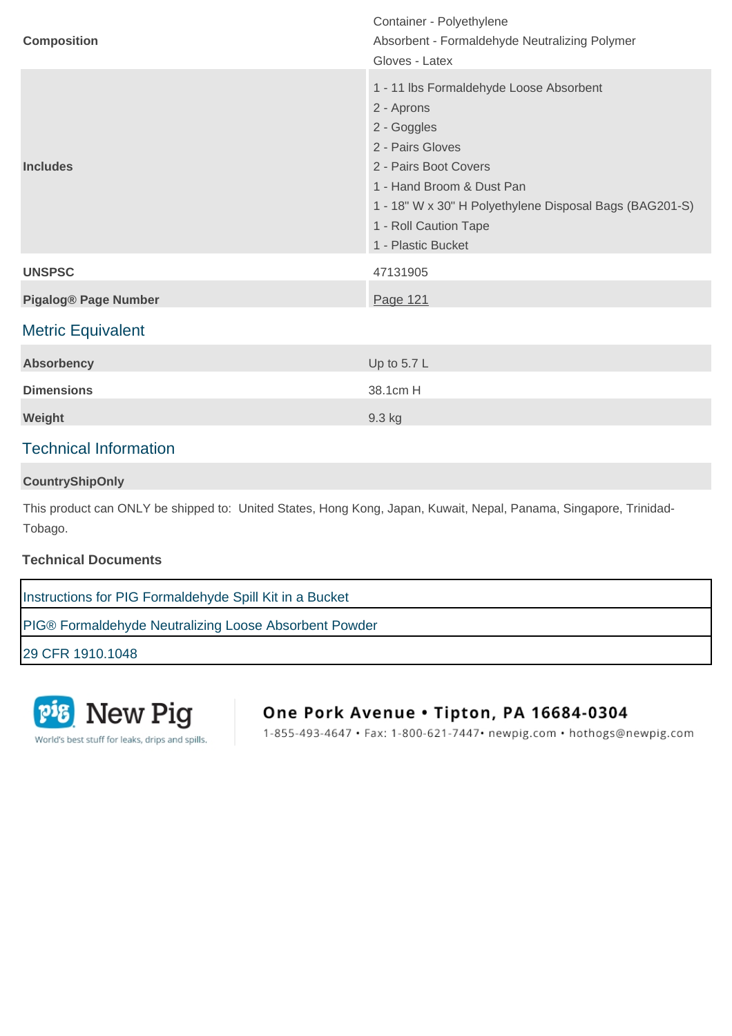| | |
|---|---|
| **Composition** | Container - Polyethylene<br>Absorbent - Formaldehyde Neutralizing Polymer<br>Gloves - Latex |
| **Includes** | 1 - 11 lbs Formaldehyde Loose Absorbent<br>2 - Aprons<br>2 - Goggles<br>2 - Pairs Gloves<br>2 - Pairs Boot Covers<br>1 - Hand Broom & Dust Pan<br>1 - 18" W x 30" H Polyethylene Disposal Bags (BAG201-S)<br>1 - Roll Caution Tape<br>1 - Plastic Bucket |
| **UNSPSC** | 47131905 |
| **Pigalog® Page Number** | Page 121 |

## Metric Equivalent

| | |
|---|---|
| **Absorbency** | Up to 5.7 L |
| **Dimensions** | 38.1cm H |
| **Weight** | 9.3 kg |

## Technical Information

**CountryShipOnly**

This product can ONLY be shipped to: United States, Hong Kong, Japan, Kuwait, Nepal, Panama, Singapore, Trinidad-Tobago.

**Technical Documents**

- Instructions for PIG Formaldehyde Spill Kit in a Bucket
- PIG® Formaldehyde Neutralizing Loose Absorbent Powder
- 29 CFR 1910.1048

New Pig — World's best stuff for leaks, drips and spills.

**One Pork Avenue • Tipton, PA 16684-0304**
1-855-493-4647 • Fax: 1-800-621-7447• newpig.com • hothogs@newpig.com